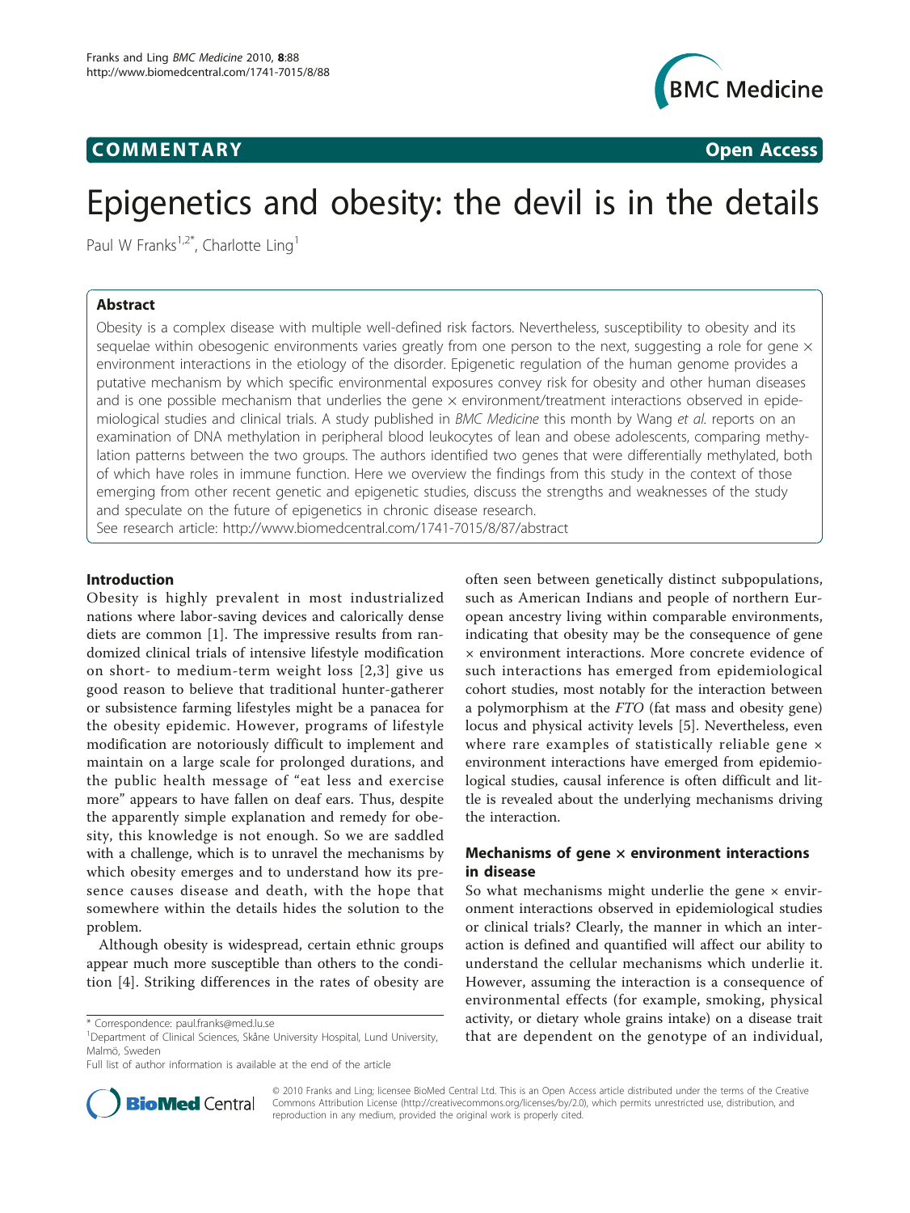# Epigenetics and obesity: the devil is in the details

COMMENTARY

Open Access

Paul W Franks[1,2*], Charlotte Ling[1]

## Abstract

Obesity is a complex disease with multiple well-defined risk factors. Nevertheless, susceptibility to obesity and its sequelae within obesogenic environments varies greatly from one person to the next, suggesting a role for gene × environment interactions in the etiology of the disorder. Epigenetic regulation of the human genome provides a putative mechanism by which specific environmental exposures convey risk for obesity and other human diseases and is one possible mechanism that underlies the gene × environment/treatment interactions observed in epidemiological studies and clinical trials. A study published in *BMC Medicine* this month by Wang *et al.* reports on an examination of DNA methylation in peripheral blood leukocytes of lean and obese adolescents, comparing methylation patterns between the two groups. The authors identified two genes that were differentially methylated, both of which have roles in immune function. Here we overview the findings from this study in the context of those emerging from other recent genetic and epigenetic studies, discuss the strengths and weaknesses of the study and speculate on the future of epigenetics in chronic disease research.

See research article: http://www.biomedcentral.com/1741-7015/8/87/abstract

## Introduction

Obesity is highly prevalent in most industrialized nations where labor-saving devices and calorically dense diets are common [1]. The impressive results from randomized clinical trials of intensive lifestyle modification on short- to medium-term weight loss [2,3] give us good reason to believe that traditional hunter-gatherer or subsistence farming lifestyles might be a panacea for the obesity epidemic. However, programs of lifestyle modification are notoriously difficult to implement and maintain on a large scale for prolonged durations, and the public health message of "eat less and exercise more" appears to have fallen on deaf ears. Thus, despite the apparently simple explanation and remedy for obesity, this knowledge is not enough. So we are saddled with a challenge, which is to unravel the mechanisms by which obesity emerges and to understand how its presence causes disease and death, with the hope that somewhere within the details hides the solution to the problem.

Although obesity is widespread, certain ethnic groups appear much more susceptible than others to the condition [4]. Striking differences in the rates of obesity are often seen between genetically distinct subpopulations, such as American Indians and people of northern European ancestry living within comparable environments, indicating that obesity may be the consequence of gene × environment interactions. More concrete evidence of such interactions has emerged from epidemiological cohort studies, most notably for the interaction between a polymorphism at the *FTO* (fat mass and obesity gene) locus and physical activity levels [5]. Nevertheless, even where rare examples of statistically reliable gene × environment interactions have emerged from epidemiological studies, causal inference is often difficult and little is revealed about the underlying mechanisms driving the interaction.

## Mechanisms of gene × environment interactions in disease

So what mechanisms might underlie the gene × environment interactions observed in epidemiological studies or clinical trials? Clearly, the manner in which an interaction is defined and quantified will affect our ability to understand the cellular mechanisms which underlie it. However, assuming the interaction is a consequence of environmental effects (for example, smoking, physical activity, or dietary whole grains intake) on a disease trait that are dependent on the genotype of an individual,

\* Correspondence: paul.franks@med.lu.se

[1]Department of Clinical Sciences, Skåne University Hospital, Lund University, Malmö, Sweden

Full list of author information is available at the end of the article

© 2010 Franks and Ling; licensee BioMed Central Ltd. This is an Open Access article distributed under the terms of the Creative Commons Attribution License (http://creativecommons.org/licenses/by/2.0), which permits unrestricted use, distribution, and reproduction in any medium, provided the original work is properly cited.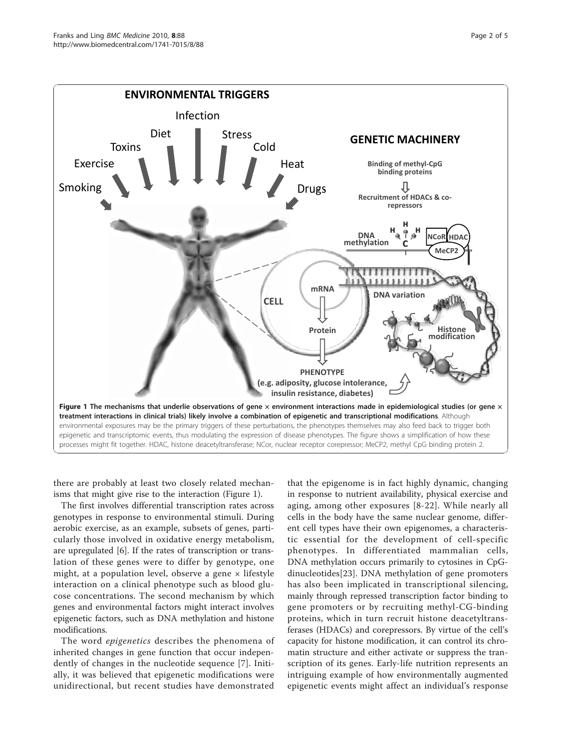**Figure 1 The mechanisms that underlie observations of gene × environment interactions made in epidemiological studies (or gene × treatment interactions in clinical trials) likely involve a combination of epigenetic and transcriptional modifications**. Although environmental exposures may be the primary triggers of these perturbations, the phenotypes themselves may also feed back to trigger both epigenetic and transcriptomic events, thus modulating the expression of disease phenotypes. The figure shows a simplification of how these processes might fit together. HDAC, histone deacetyltransferase; NCor, nuclear receptor corepressor; MeCP2, methyl CpG binding protein 2.

there are probably at least two closely related mechanisms that might give rise to the interaction (Figure 1).

The first involves differential transcription rates across genotypes in response to environmental stimuli. During aerobic exercise, as an example, subsets of genes, particularly those involved in oxidative energy metabolism, are upregulated [6]. If the rates of transcription or translation of these genes were to differ by genotype, one might, at a population level, observe a gene × lifestyle interaction on a clinical phenotype such as blood glucose concentrations. The second mechanism by which genes and environmental factors might interact involves epigenetic factors, such as DNA methylation and histone modifications.

The word *epigenetics* describes the phenomena of inherited changes in gene function that occur independently of changes in the nucleotide sequence [7]. Initially, it was believed that epigenetic modifications were unidirectional, but recent studies have demonstrated that the epigenome is in fact highly dynamic, changing in response to nutrient availability, physical exercise and aging, among other exposures [8-22]. While nearly all cells in the body have the same nuclear genome, different cell types have their own epigenomes, a characteristic essential for the development of cell-specific phenotypes. In differentiated mammalian cells, DNA methylation occurs primarily to cytosines in CpG-dinucleotides[23]. DNA methylation of gene promoters has also been implicated in transcriptional silencing, mainly through repressed transcription factor binding to gene promoters or by recruiting methyl-CG-binding proteins, which in turn recruit histone deacetyltransferases (HDACs) and corepressors. By virtue of the cell's capacity for histone modification, it can control its chromatin structure and either activate or suppress the transcription of its genes. Early-life nutrition represents an intriguing example of how environmentally augmented epigenetic events might affect an individual's response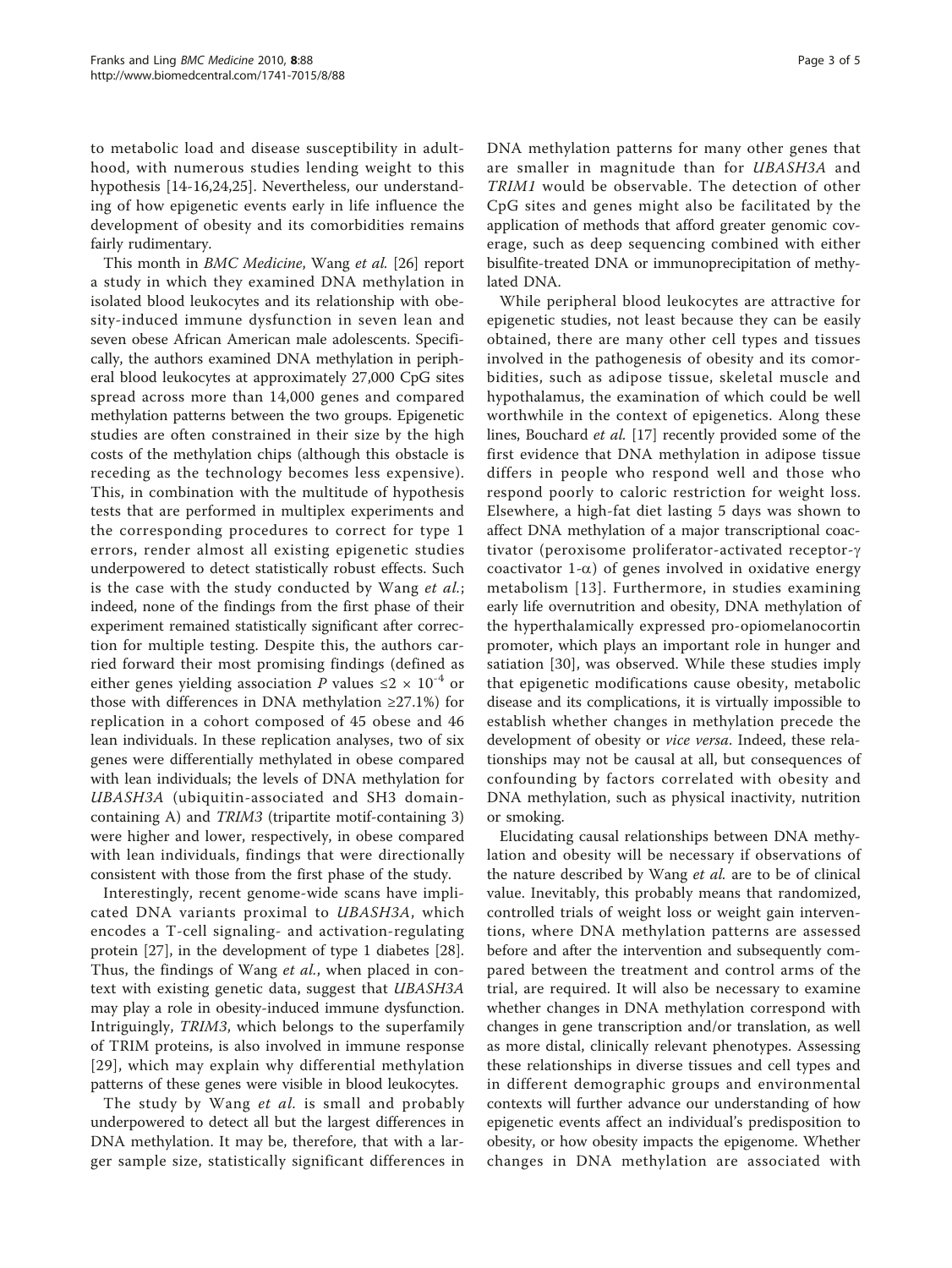to metabolic load and disease susceptibility in adulthood, with numerous studies lending weight to this hypothesis [14-16,24,25]. Nevertheless, our understanding of how epigenetic events early in life influence the development of obesity and its comorbidities remains fairly rudimentary.

This month in *BMC Medicine*, Wang *et al.* [26] report a study in which they examined DNA methylation in isolated blood leukocytes and its relationship with obesity-induced immune dysfunction in seven lean and seven obese African American male adolescents. Specifically, the authors examined DNA methylation in peripheral blood leukocytes at approximately 27,000 CpG sites spread across more than 14,000 genes and compared methylation patterns between the two groups. Epigenetic studies are often constrained in their size by the high costs of the methylation chips (although this obstacle is receding as the technology becomes less expensive). This, in combination with the multitude of hypothesis tests that are performed in multiplex experiments and the corresponding procedures to correct for type 1 errors, render almost all existing epigenetic studies underpowered to detect statistically robust effects. Such is the case with the study conducted by Wang *et al.*; indeed, none of the findings from the first phase of their experiment remained statistically significant after correction for multiple testing. Despite this, the authors carried forward their most promising findings (defined as either genes yielding association $P$ values $\leq 2 \times 10^{-4}$ or those with differences in DNA methylation ≥27.1%) for replication in a cohort composed of 45 obese and 46 lean individuals. In these replication analyses, two of six genes were differentially methylated in obese compared with lean individuals; the levels of DNA methylation for *UBASH3A* (ubiquitin-associated and SH3 domain-containing A) and *TRIM3* (tripartite motif-containing 3) were higher and lower, respectively, in obese compared with lean individuals, findings that were directionally consistent with those from the first phase of the study.

Interestingly, recent genome-wide scans have implicated DNA variants proximal to *UBASH3A*, which encodes a T-cell signaling- and activation-regulating protein [27], in the development of type 1 diabetes [28]. Thus, the findings of Wang *et al.*, when placed in context with existing genetic data, suggest that *UBASH3A* may play a role in obesity-induced immune dysfunction. Intriguingly, *TRIM3*, which belongs to the superfamily of TRIM proteins, is also involved in immune response [29], which may explain why differential methylation patterns of these genes were visible in blood leukocytes.

The study by Wang *et al.* is small and probably underpowered to detect all but the largest differences in DNA methylation. It may be, therefore, that with a larger sample size, statistically significant differences in DNA methylation patterns for many other genes that are smaller in magnitude than for *UBASH3A* and *TRIM1* would be observable. The detection of other CpG sites and genes might also be facilitated by the application of methods that afford greater genomic coverage, such as deep sequencing combined with either bisulfite-treated DNA or immunoprecipitation of methylated DNA.

While peripheral blood leukocytes are attractive for epigenetic studies, not least because they can be easily obtained, there are many other cell types and tissues involved in the pathogenesis of obesity and its comorbidities, such as adipose tissue, skeletal muscle and hypothalamus, the examination of which could be well worthwhile in the context of epigenetics. Along these lines, Bouchard *et al.* [17] recently provided some of the first evidence that DNA methylation in adipose tissue differs in people who respond well and those who respond poorly to caloric restriction for weight loss. Elsewhere, a high-fat diet lasting 5 days was shown to affect DNA methylation of a major transcriptional coactivator (peroxisome proliferator-activated receptor-$\gamma$ coactivator 1-$\alpha$) of genes involved in oxidative energy metabolism [13]. Furthermore, in studies examining early life overnutrition and obesity, DNA methylation of the hyperthalamically expressed pro-opiomelanocortin promoter, which plays an important role in hunger and satiation [30], was observed. While these studies imply that epigenetic modifications cause obesity, metabolic disease and its complications, it is virtually impossible to establish whether changes in methylation precede the development of obesity or *vice versa*. Indeed, these relationships may not be causal at all, but consequences of confounding by factors correlated with obesity and DNA methylation, such as physical inactivity, nutrition or smoking.

Elucidating causal relationships between DNA methylation and obesity will be necessary if observations of the nature described by Wang *et al.* are to be of clinical value. Inevitably, this probably means that randomized, controlled trials of weight loss or weight gain interventions, where DNA methylation patterns are assessed before and after the intervention and subsequently compared between the treatment and control arms of the trial, are required. It will also be necessary to examine whether changes in DNA methylation correspond with changes in gene transcription and/or translation, as well as more distal, clinically relevant phenotypes. Assessing these relationships in diverse tissues and cell types and in different demographic groups and environmental contexts will further advance our understanding of how epigenetic events affect an individual's predisposition to obesity, or how obesity impacts the epigenome. Whether changes in DNA methylation are associated with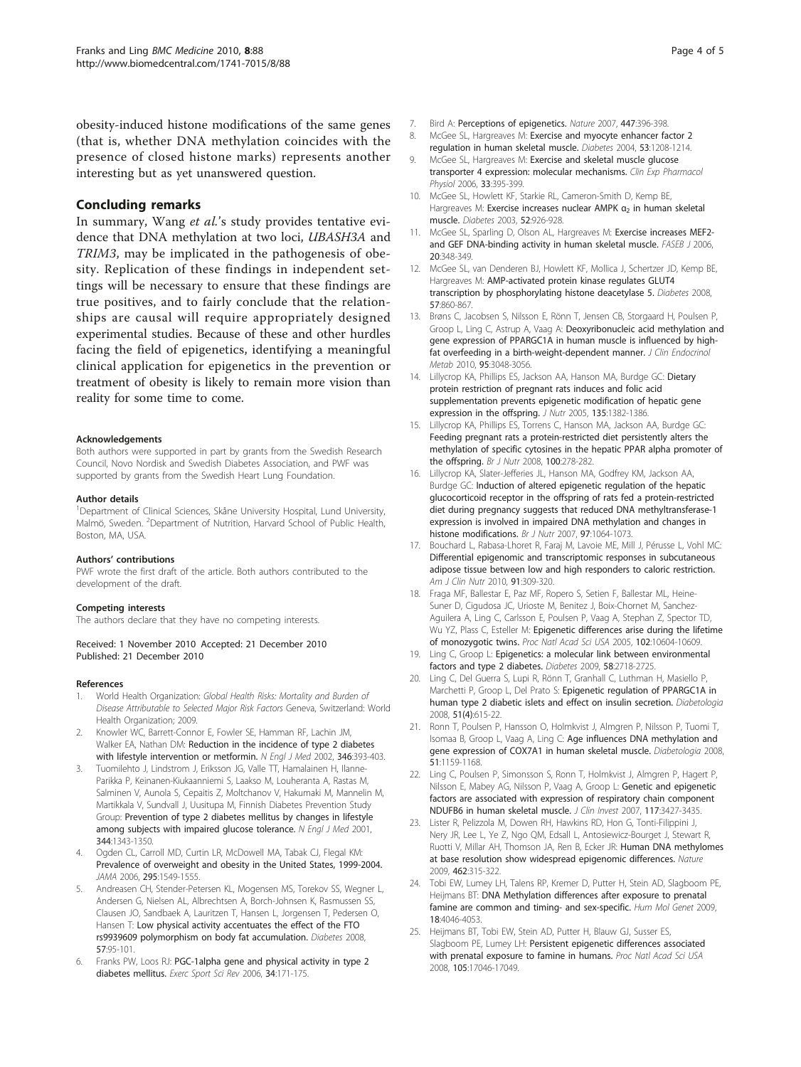obesity-induced histone modifications of the same genes (that is, whether DNA methylation coincides with the presence of closed histone marks) represents another interesting but as yet unanswered question.

## Concluding remarks

In summary, Wang *et al.*'s study provides tentative evidence that DNA methylation at two loci, *UBASH3A* and *TRIM3*, may be implicated in the pathogenesis of obesity. Replication of these findings in independent settings will be necessary to ensure that these findings are true positives, and to fairly conclude that the relationships are causal will require appropriately designed experimental studies. Because of these and other hurdles facing the field of epigenetics, identifying a meaningful clinical application for epigenetics in the prevention or treatment of obesity is likely to remain more vision than reality for some time to come.

#### Acknowledgements

Both authors were supported in part by grants from the Swedish Research Council, Novo Nordisk and Swedish Diabetes Association, and PWF was supported by grants from the Swedish Heart Lung Foundation.

#### Author details

[1]Department of Clinical Sciences, Skåne University Hospital, Lund University, Malmö, Sweden. [2]Department of Nutrition, Harvard School of Public Health, Boston, MA, USA.

#### Authors' contributions

PWF wrote the first draft of the article. Both authors contributed to the development of the draft.

#### Competing interests

The authors declare that they have no competing interests.

Received: 1 November 2010 Accepted: 21 December 2010
Published: 21 December 2010

#### References

1. World Health Organization: *Global Health Risks: Mortality and Burden of Disease Attributable to Selected Major Risk Factors* Geneva, Switzerland: World Health Organization; 2009.
2. Knowler WC, Barrett-Connor E, Fowler SE, Hamman RF, Lachin JM, Walker EA, Nathan DM: Reduction in the incidence of type 2 diabetes with lifestyle intervention or metformin. *N Engl J Med* 2002, **346**:393-403.
3. Tuomilehto J, Lindstrom J, Eriksson JG, Valle TT, Hamalainen H, Ilanne-Parikka P, Keinanen-Kiukaanniemi S, Laakso M, Louheranta A, Rastas M, Salminen V, Aunola S, Cepaitis Z, Moltchanov V, Hakumaki M, Mannelin M, Martikkala V, Sundvall J, Uusitupa M, Finnish Diabetes Prevention Study Group: Prevention of type 2 diabetes mellitus by changes in lifestyle among subjects with impaired glucose tolerance. *N Engl J Med* 2001, **344**:1343-1350.
4. Ogden CL, Carroll MD, Curtin LR, McDowell MA, Tabak CJ, Flegal KM: Prevalence of overweight and obesity in the United States, 1999-2004. *JAMA* 2006, **295**:1549-1555.
5. Andreasen CH, Stender-Petersen KL, Mogensen MS, Torekov SS, Wegner L, Andersen G, Nielsen AL, Albrechtsen A, Borch-Johnsen K, Rasmussen SS, Clausen JO, Sandbaek A, Lauritzen T, Hansen L, Jorgensen T, Pedersen O, Hansen T: Low physical activity accentuates the effect of the FTO rs9939609 polymorphism on body fat accumulation. *Diabetes* 2008, **57**:95-101.
6. Franks PW, Loos RJ: PGC-1alpha gene and physical activity in type 2 diabetes mellitus. *Exerc Sport Sci Rev* 2006, **34**:171-175.
7. Bird A: Perceptions of epigenetics. *Nature* 2007, **447**:396-398.
8. McGee SL, Hargreaves M: Exercise and myocyte enhancer factor 2 regulation in human skeletal muscle. *Diabetes* 2004, **53**:1208-1214.
9. McGee SL, Hargreaves M: Exercise and skeletal muscle glucose transporter 4 expression: molecular mechanisms. *Clin Exp Pharmacol Physiol* 2006, **33**:395-399.
10. McGee SL, Howlett KF, Starkie RL, Cameron-Smith D, Kemp BE, Hargreaves M: Exercise increases nuclear AMPK $\alpha_2$ in human skeletal muscle. *Diabetes* 2003, **52**:926-928.
11. McGee SL, Sparling D, Olson AL, Hargreaves M: Exercise increases MEF2- and GEF DNA-binding activity in human skeletal muscle. *FASEB J* 2006, **20**:348-349.
12. McGee SL, van Denderen BJ, Howlett KF, Mollica J, Schertzer JD, Kemp BE, Hargreaves M: AMP-activated protein kinase regulates GLUT4 transcription by phosphorylating histone deacetylase 5. *Diabetes* 2008, **57**:860-867.
13. Brøns C, Jacobsen S, Nilsson E, Rönn T, Jensen CB, Storgaard H, Poulsen P, Groop L, Ling C, Astrup A, Vaag A: Deoxyribonucleic acid methylation and gene expression of PPARGC1A in human muscle is influenced by high-fat overfeeding in a birth-weight-dependent manner. *J Clin Endocrinol Metab* 2010, **95**:3048-3056.
14. Lillycrop KA, Phillips ES, Jackson AA, Hanson MA, Burdge GC: Dietary protein restriction of pregnant rats induces and folic acid supplementation prevents epigenetic modification of hepatic gene expression in the offspring. *J Nutr* 2005, **135**:1382-1386.
15. Lillycrop KA, Phillips ES, Torrens C, Hanson MA, Jackson AA, Burdge GC: Feeding pregnant rats a protein-restricted diet persistently alters the methylation of specific cytosines in the hepatic PPAR alpha promoter of the offspring. *Br J Nutr* 2008, **100**:278-282.
16. Lillycrop KA, Slater-Jefferies JL, Hanson MA, Godfrey KM, Jackson AA, Burdge GC: Induction of altered epigenetic regulation of the hepatic glucocorticoid receptor in the offspring of rats fed a protein-restricted diet during pregnancy suggests that reduced DNA methyltransferase-1 expression is involved in impaired DNA methylation and changes in histone modifications. *Br J Nutr* 2007, **97**:1064-1073.
17. Bouchard L, Rabasa-Lhoret R, Faraj M, Lavoie ME, Mill J, Pérusse L, Vohl MC: Differential epigenomic and transcriptomic responses in subcutaneous adipose tissue between low and high responders to caloric restriction. *Am J Clin Nutr* 2010, **91**:309-320.
18. Fraga MF, Ballestar E, Paz MF, Ropero S, Setien F, Ballestar ML, Heine-Suner D, Cigudosa JC, Urioste M, Benitez J, Boix-Chornet M, Sanchez-Aguilera A, Ling C, Carlsson E, Poulsen P, Vaag A, Stephan Z, Spector TD, Wu YZ, Plass C, Esteller M: Epigenetic differences arise during the lifetime of monozygotic twins. *Proc Natl Acad Sci USA* 2005, **102**:10604-10609.
19. Ling C, Groop L: Epigenetics: a molecular link between environmental factors and type 2 diabetes. *Diabetes* 2009, **58**:2718-2725.
20. Ling C, Del Guerra S, Lupi R, Rönn T, Granhall C, Luthman H, Masiello P, Marchetti P, Groop L, Del Prato S: Epigenetic regulation of PPARGC1A in human type 2 diabetic islets and effect on insulin secretion. *Diabetologia* 2008, **51(4)**:615-22.
21. Ronn T, Poulsen P, Hansson O, Holmkvist J, Almgren P, Nilsson P, Tuomi T, Isomaa B, Groop L, Vaag A, Ling C: Age influences DNA methylation and gene expression of COX7A1 in human skeletal muscle. *Diabetologia* 2008, **51**:1159-1168.
22. Ling C, Poulsen P, Simonsson S, Ronn T, Holmkvist J, Almgren P, Hagert P, Nilsson E, Mabey AG, Nilsson P, Vaag A, Groop L: Genetic and epigenetic factors are associated with expression of respiratory chain component NDUFB6 in human skeletal muscle. *J Clin Invest* 2007, **117**:3427-3435.
23. Lister R, Pelizzola M, Dowen RH, Hawkins RD, Hon G, Tonti-Filippini J, Nery JR, Lee L, Ye Z, Ngo QM, Edsall L, Antosiewicz-Bourget J, Stewart R, Ruotti V, Millar AH, Thomson JA, Ren B, Ecker JR: Human DNA methylomes at base resolution show widespread epigenomic differences. *Nature* 2009, **462**:315-322.
24. Tobi EW, Lumey LH, Talens RP, Kremer D, Putter H, Stein AD, Slagboom PE, Heijmans BT: DNA Methylation differences after exposure to prenatal famine are common and timing- and sex-specific. *Hum Mol Genet* 2009, **18**:4046-4053.
25. Heijmans BT, Tobi EW, Stein AD, Putter H, Blauw GJ, Susser ES, Slagboom PE, Lumey LH: Persistent epigenetic differences associated with prenatal exposure to famine in humans. *Proc Natl Acad Sci USA* 2008, **105**:17046-17049.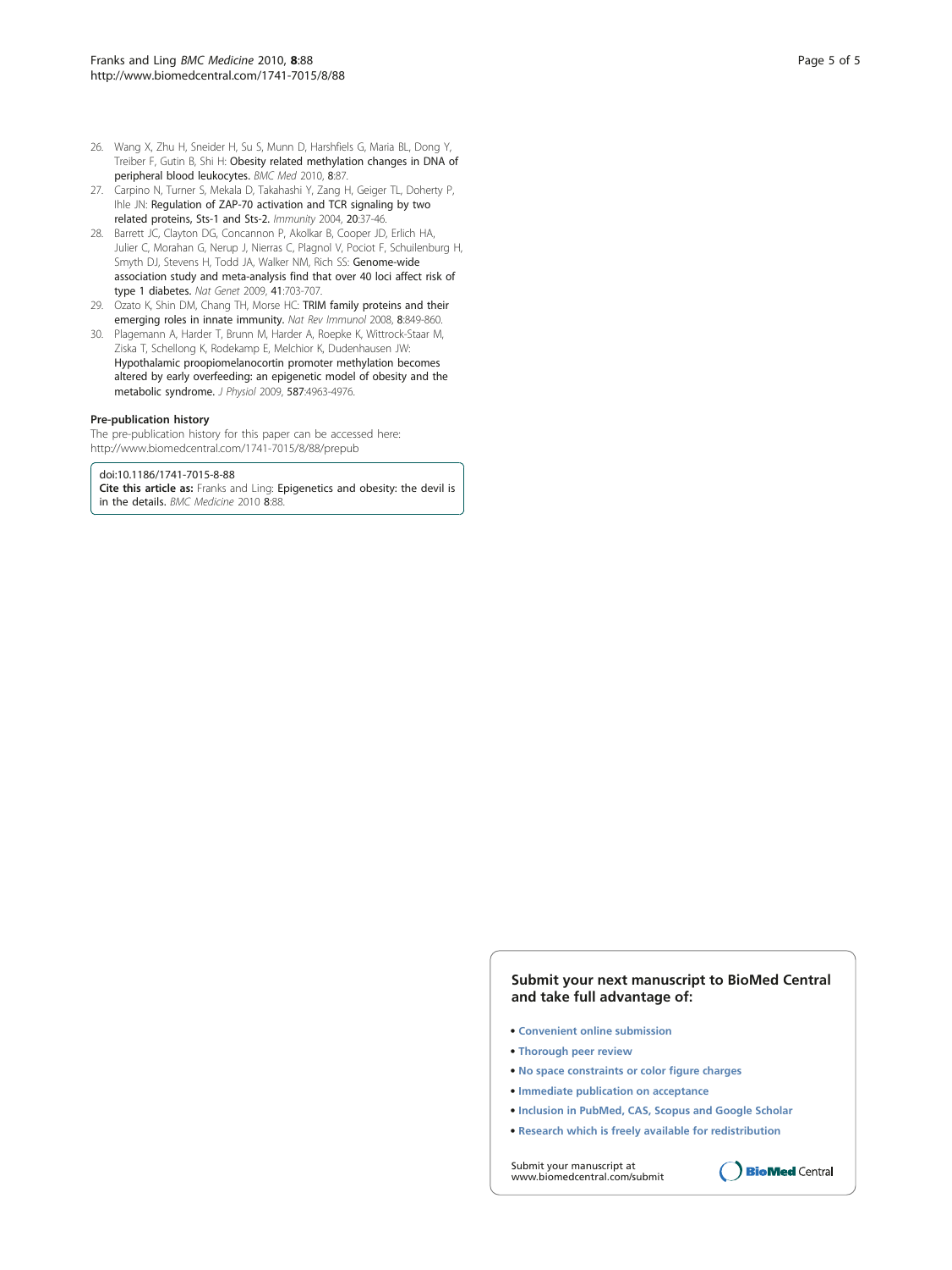26. Wang X, Zhu H, Sneider H, Su S, Munn D, Harshfiels G, Maria BL, Dong Y, Treiber F, Gutin B, Shi H: **Obesity related methylation changes in DNA of peripheral blood leukocytes.** *BMC Med* 2010, **8**:87.
27. Carpino N, Turner S, Mekala D, Takahashi Y, Zang H, Geiger TL, Doherty P, Ihle JN: **Regulation of ZAP-70 activation and TCR signaling by two related proteins, Sts-1 and Sts-2.** *Immunity* 2004, **20**:37-46.
28. Barrett JC, Clayton DG, Concannon P, Akolkar B, Cooper JD, Erlich HA, Julier C, Morahan G, Nerup J, Nierras C, Plagnol V, Pociot F, Schuilenburg H, Smyth DJ, Stevens H, Todd JA, Walker NM, Rich SS: **Genome-wide association study and meta-analysis find that over 40 loci affect risk of type 1 diabetes.** *Nat Genet* 2009, **41**:703-707.
29. Ozato K, Shin DM, Chang TH, Morse HC: **TRIM family proteins and their emerging roles in innate immunity.** *Nat Rev Immunol* 2008, **8**:849-860.
30. Plagemann A, Harder T, Brunn M, Harder A, Roepke K, Wittrock-Staar M, Ziska T, Schellong K, Rodekamp E, Melchior K, Dudenhausen JW: **Hypothalamic proopiomelanocortin promoter methylation becomes altered by early overfeeding: an epigenetic model of obesity and the metabolic syndrome.** *J Physiol* 2009, **587**:4963-4976.

**Pre-publication history**

The pre-publication history for this paper can be accessed here: http://www.biomedcentral.com/1741-7015/8/88/prepub

doi:10.1186/1741-7015-8-88

**Cite this article as:** Franks and Ling: **Epigenetics and obesity: the devil is in the details.** *BMC Medicine* 2010 **8**:88.

**Submit your next manuscript to BioMed Central and take full advantage of:**

- **Convenient online submission**
- **Thorough peer review**
- **No space constraints or color figure charges**
- **Immediate publication on acceptance**
- **Inclusion in PubMed, CAS, Scopus and Google Scholar**
- **Research which is freely available for redistribution**

Submit your manuscript at
www.biomedcentral.com/submit

BioMed Central